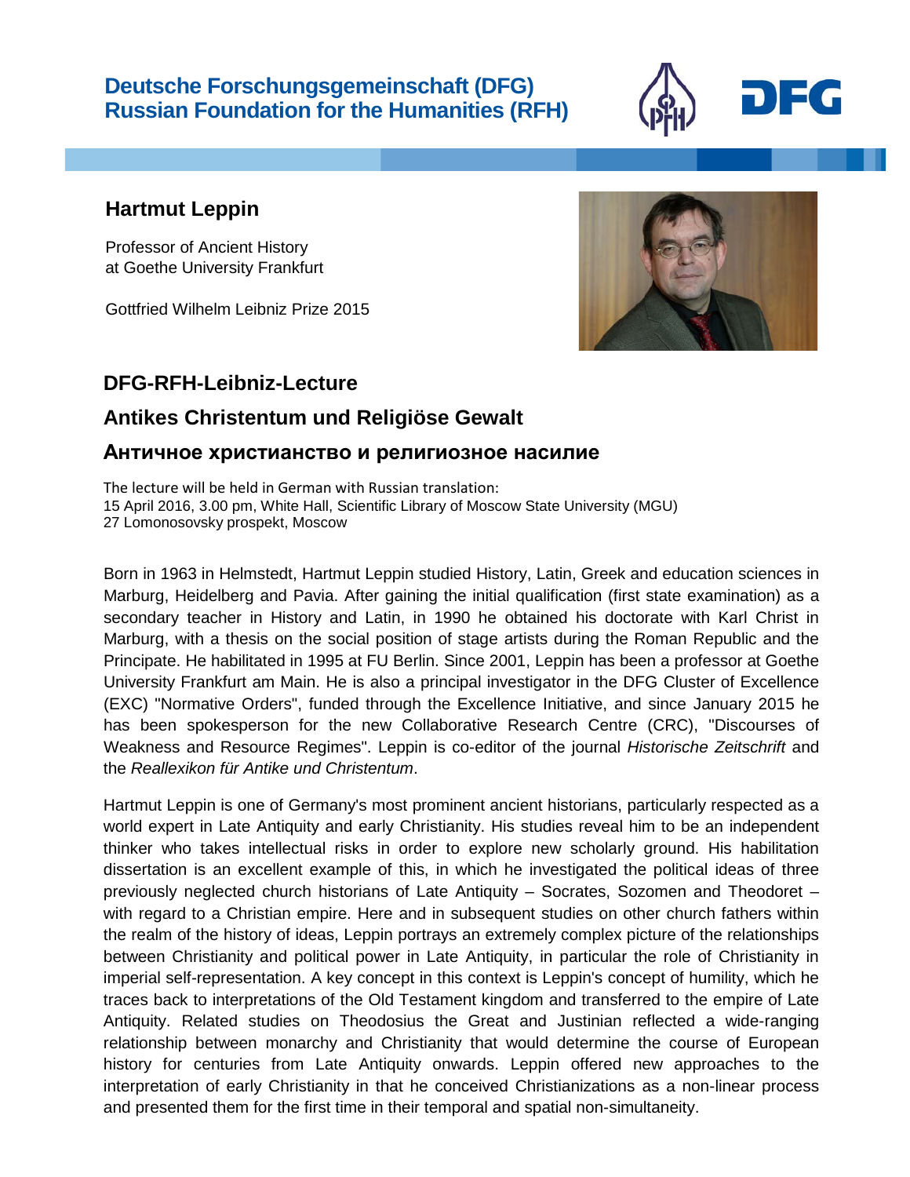**Deutsche Forschungsgemeinschaft (DFG)**
**Russian Foundation for the Humanities (RFH)**

## Hartmut Leppin

Professor of Ancient History
at Goethe University Frankfurt

Gottfried Wilhelm Leibniz Prize 2015

## DFG-RFH-Leibniz-Lecture

## Antikes Christentum und Religiöse Gewalt

## Античное христианство и религиозное насилие

The lecture will be held in German with Russian translation:
15 April 2016, 3.00 pm, White Hall, Scientific Library of Moscow State University (MGU)
27 Lomonosovsky prospekt, Moscow

Born in 1963 in Helmstedt, Hartmut Leppin studied History, Latin, Greek and education sciences in Marburg, Heidelberg and Pavia. After gaining the initial qualification (first state examination) as a secondary teacher in History and Latin, in 1990 he obtained his doctorate with Karl Christ in Marburg, with a thesis on the social position of stage artists during the Roman Republic and the Principate. He habilitated in 1995 at FU Berlin. Since 2001, Leppin has been a professor at Goethe University Frankfurt am Main. He is also a principal investigator in the DFG Cluster of Excellence (EXC) "Normative Orders", funded through the Excellence Initiative, and since January 2015 he has been spokesperson for the new Collaborative Research Centre (CRC), "Discourses of Weakness and Resource Regimes". Leppin is co-editor of the journal *Historische Zeitschrift* and the *Reallexikon für Antike und Christentum*.

Hartmut Leppin is one of Germany's most prominent ancient historians, particularly respected as a world expert in Late Antiquity and early Christianity. His studies reveal him to be an independent thinker who takes intellectual risks in order to explore new scholarly ground. His habilitation dissertation is an excellent example of this, in which he investigated the political ideas of three previously neglected church historians of Late Antiquity – Socrates, Sozomen and Theodoret – with regard to a Christian empire. Here and in subsequent studies on other church fathers within the realm of the history of ideas, Leppin portrays an extremely complex picture of the relationships between Christianity and political power in Late Antiquity, in particular the role of Christianity in imperial self-representation. A key concept in this context is Leppin's concept of humility, which he traces back to interpretations of the Old Testament kingdom and transferred to the empire of Late Antiquity. Related studies on Theodosius the Great and Justinian reflected a wide-ranging relationship between monarchy and Christianity that would determine the course of European history for centuries from Late Antiquity onwards. Leppin offered new approaches to the interpretation of early Christianity in that he conceived Christianizations as a non-linear process and presented them for the first time in their temporal and spatial non-simultaneity.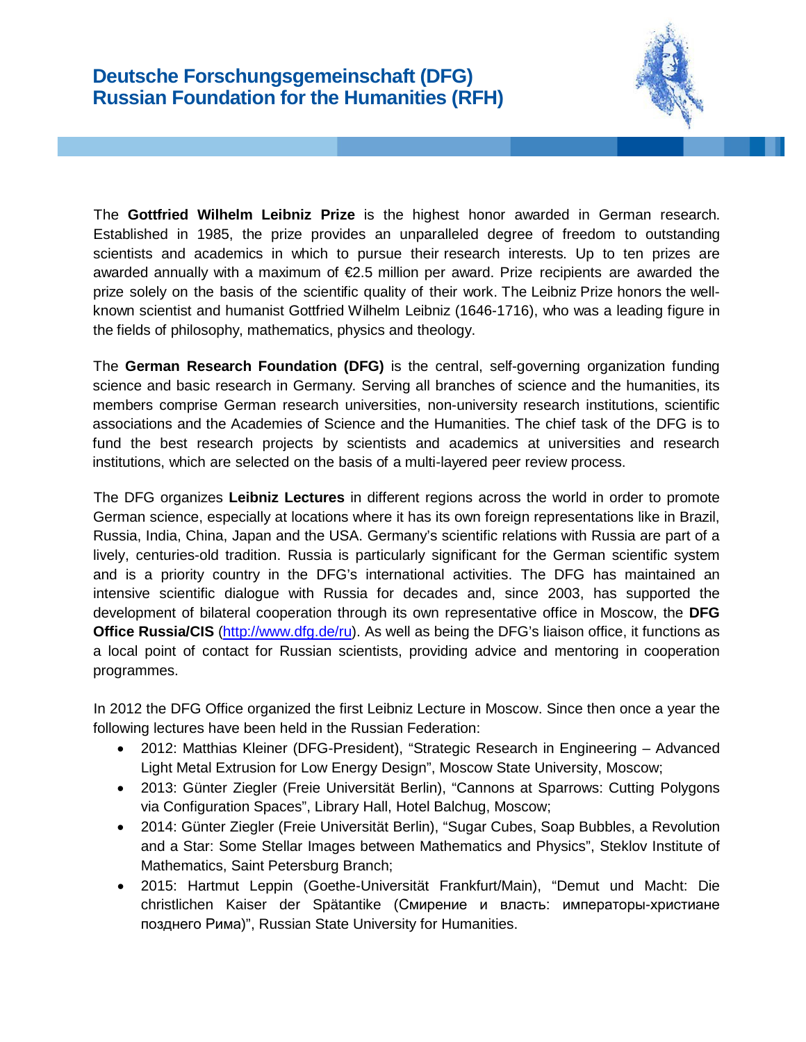# Deutsche Forschungsgemeinschaft (DFG)
# Russian Foundation for the Humanities (RFH)

The **Gottfried Wilhelm Leibniz Prize** is the highest honor awarded in German research. Established in 1985, the prize provides an unparalleled degree of freedom to outstanding scientists and academics in which to pursue their research interests. Up to ten prizes are awarded annually with a maximum of €2.5 million per award. Prize recipients are awarded the prize solely on the basis of the scientific quality of their work. The Leibniz Prize honors the well-known scientist and humanist Gottfried Wilhelm Leibniz (1646-1716), who was a leading figure in the fields of philosophy, mathematics, physics and theology.

The **German Research Foundation (DFG)** is the central, self-governing organization funding science and basic research in Germany. Serving all branches of science and the humanities, its members comprise German research universities, non-university research institutions, scientific associations and the Academies of Science and the Humanities. The chief task of the DFG is to fund the best research projects by scientists and academics at universities and research institutions, which are selected on the basis of a multi-layered peer review process.

The DFG organizes **Leibniz Lectures** in different regions across the world in order to promote German science, especially at locations where it has its own foreign representations like in Brazil, Russia, India, China, Japan and the USA. Germany's scientific relations with Russia are part of a lively, centuries-old tradition. Russia is particularly significant for the German scientific system and is a priority country in the DFG's international activities. The DFG has maintained an intensive scientific dialogue with Russia for decades and, since 2003, has supported the development of bilateral cooperation through its own representative office in Moscow, the **DFG Office Russia/CIS** (http://www.dfg.de/ru). As well as being the DFG's liaison office, it functions as a local point of contact for Russian scientists, providing advice and mentoring in cooperation programmes.

In 2012 the DFG Office organized the first Leibniz Lecture in Moscow. Since then once a year the following lectures have been held in the Russian Federation:

- 2012: Matthias Kleiner (DFG-President), "Strategic Research in Engineering – Advanced Light Metal Extrusion for Low Energy Design", Moscow State University, Moscow;
- 2013: Günter Ziegler (Freie Universität Berlin), "Cannons at Sparrows: Cutting Polygons via Configuration Spaces", Library Hall, Hotel Balchug, Moscow;
- 2014: Günter Ziegler (Freie Universität Berlin), "Sugar Cubes, Soap Bubbles, a Revolution and a Star: Some Stellar Images between Mathematics and Physics", Steklov Institute of Mathematics, Saint Petersburg Branch;
- 2015: Hartmut Leppin (Goethe-Universität Frankfurt/Main), "Demut und Macht: Die christlichen Kaiser der Spätantike (Смирение и власть: императоры-христиане позднего Рима)", Russian State University for Humanities.